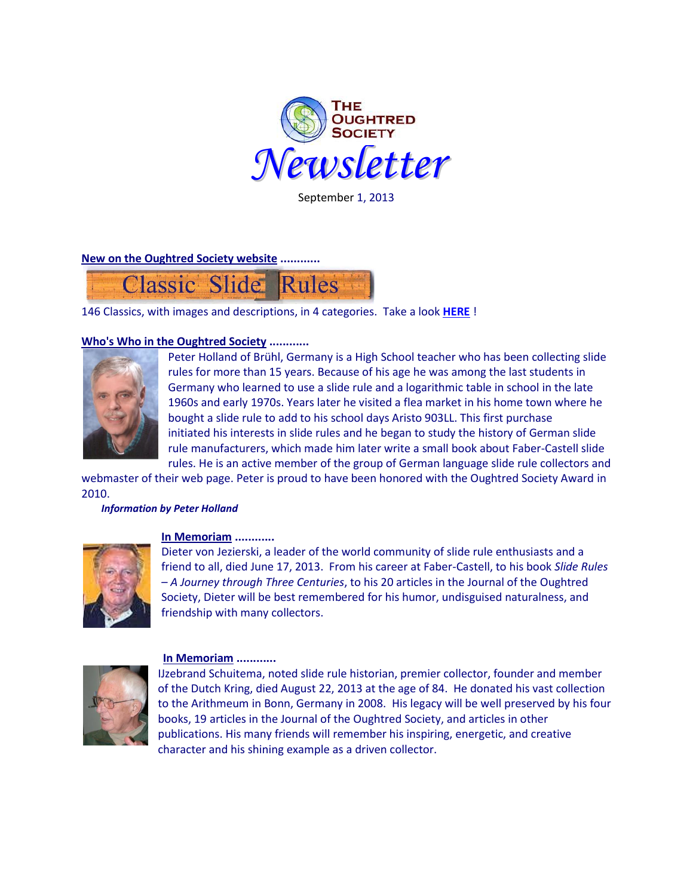# The Oughtred Society Newsletter

September 1, 2013

**New on the Oughtred Society website ............**

Classic Slide Rules

146 Classics, with images and descriptions, in 4 categories. Take a look **HERE** !

**Who's Who in the Oughtred Society ............**

Peter Holland of Brühl, Germany is a High School teacher who has been collecting slide rules for more than 15 years. Because of his age he was among the last students in Germany who learned to use a slide rule and a logarithmic table in school in the late 1960s and early 1970s. Years later he visited a flea market in his home town where he bought a slide rule to add to his school days Aristo 903LL. This first purchase initiated his interests in slide rules and he began to study the history of German slide rule manufacturers, which made him later write a small book about Faber-Castell slide rules. He is an active member of the group of German language slide rule collectors and webmaster of their web page. Peter is proud to have been honored with the Oughtred Society Award in 2010.

***Information by Peter Holland***

**In Memoriam ............**

Dieter von Jezierski, a leader of the world community of slide rule enthusiasts and a friend to all, died June 17, 2013. From his career at Faber-Castell, to his book *Slide Rules – A Journey through Three Centuries*, to his 20 articles in the Journal of the Oughtred Society, Dieter will be best remembered for his humor, undisguised naturalness, and friendship with many collectors.

**In Memoriam ............**

IJzebrand Schuitema, noted slide rule historian, premier collector, founder and member of the Dutch Kring, died August 22, 2013 at the age of 84. He donated his vast collection to the Arithmeum in Bonn, Germany in 2008. His legacy will be well preserved by his four books, 19 articles in the Journal of the Oughtred Society, and articles in other publications. His many friends will remember his inspiring, energetic, and creative character and his shining example as a driven collector.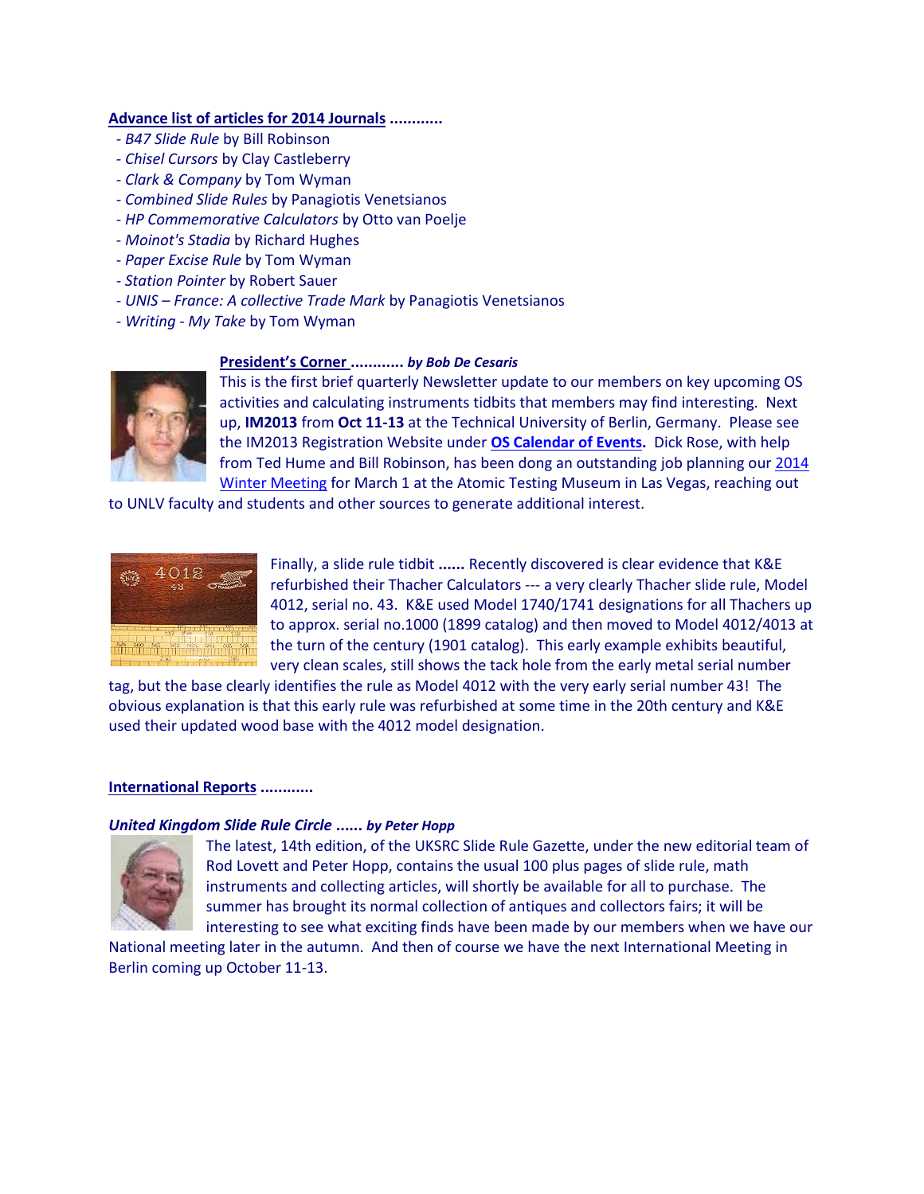**Advance list of articles for 2014 Journals ............**

- *B47 Slide Rule* by Bill Robinson
- *Chisel Cursors* by Clay Castleberry
- *Clark & Company* by Tom Wyman
- *Combined Slide Rules* by Panagiotis Venetsianos
- *HP Commemorative Calculators* by Otto van Poelje
- *Moinot's Stadia* by Richard Hughes
- *Paper Excise Rule* by Tom Wyman
- *Station Pointer* by Robert Sauer
- *UNIS – France: A collective Trade Mark* by Panagiotis Venetsianos
- *Writing - My Take* by Tom Wyman

**President's Corner ............** ***by Bob De Cesaris***

This is the first brief quarterly Newsletter update to our members on key upcoming OS activities and calculating instruments tidbits that members may find interesting. Next up, **IM2013** from **Oct 11-13** at the Technical University of Berlin, Germany. Please see the IM2013 Registration Website under **OS Calendar of Events**. Dick Rose, with help from Ted Hume and Bill Robinson, has been dong an outstanding job planning our 2014 Winter Meeting for March 1 at the Atomic Testing Museum in Las Vegas, reaching out to UNLV faculty and students and other sources to generate additional interest.

Finally, a slide rule tidbit **......** Recently discovered is clear evidence that K&E refurbished their Thacher Calculators --- a very clearly Thacher slide rule, Model 4012, serial no. 43. K&E used Model 1740/1741 designations for all Thachers up to approx. serial no.1000 (1899 catalog) and then moved to Model 4012/4013 at the turn of the century (1901 catalog). This early example exhibits beautiful, very clean scales, still shows the tack hole from the early metal serial number tag, but the base clearly identifies the rule as Model 4012 with the very early serial number 43! The obvious explanation is that this early rule was refurbished at some time in the 20th century and K&E used their updated wood base with the 4012 model designation.

**International Reports ............**

***United Kingdom Slide Rule Circle ......*** ***by Peter Hopp***

The latest, 14th edition, of the UKSRC Slide Rule Gazette, under the new editorial team of Rod Lovett and Peter Hopp, contains the usual 100 plus pages of slide rule, math instruments and collecting articles, will shortly be available for all to purchase. The summer has brought its normal collection of antiques and collectors fairs; it will be interesting to see what exciting finds have been made by our members when we have our National meeting later in the autumn. And then of course we have the next International Meeting in Berlin coming up October 11-13.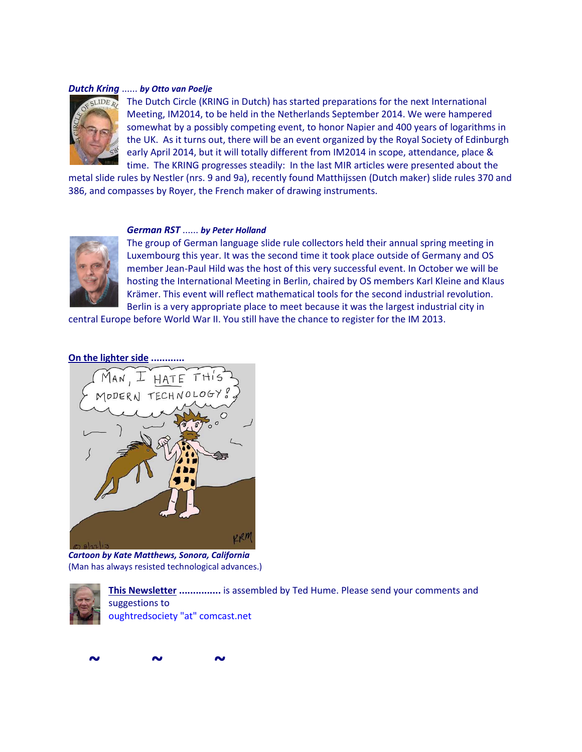***Dutch Kring*** ...... ***by Otto van Poelje***

The Dutch Circle (KRING in Dutch) has started preparations for the next International Meeting, IM2014, to be held in the Netherlands September 2014. We were hampered somewhat by a possibly competing event, to honor Napier and 400 years of logarithms in the UK. As it turns out, there will be an event organized by the Royal Society of Edinburgh early April 2014, but it will totally different from IM2014 in scope, attendance, place & time. The KRING progresses steadily: In the last MIR articles were presented about the metal slide rules by Nestler (nrs. 9 and 9a), recently found Matthijssen (Dutch maker) slide rules 370 and 386, and compasses by Royer, the French maker of drawing instruments.

***German RST*** ...... ***by Peter Holland***

The group of German language slide rule collectors held their annual spring meeting in Luxembourg this year. It was the second time it took place outside of Germany and OS member Jean-Paul Hild was the host of this very successful event. In October we will be hosting the International Meeting in Berlin, chaired by OS members Karl Kleine and Klaus Krämer. This event will reflect mathematical tools for the second industrial revolution. Berlin is a very appropriate place to meet because it was the largest industrial city in central Europe before World War II. You still have the chance to register for the IM 2013.

**On the lighter side** ...........

***Cartoon by Kate Matthews, Sonora, California***
(Man has always resisted technological advances.)

**This Newsletter** .............. is assembled by Ted Hume. Please send your comments and suggestions to
oughtredsociety "at" comcast.net

~ ~ ~